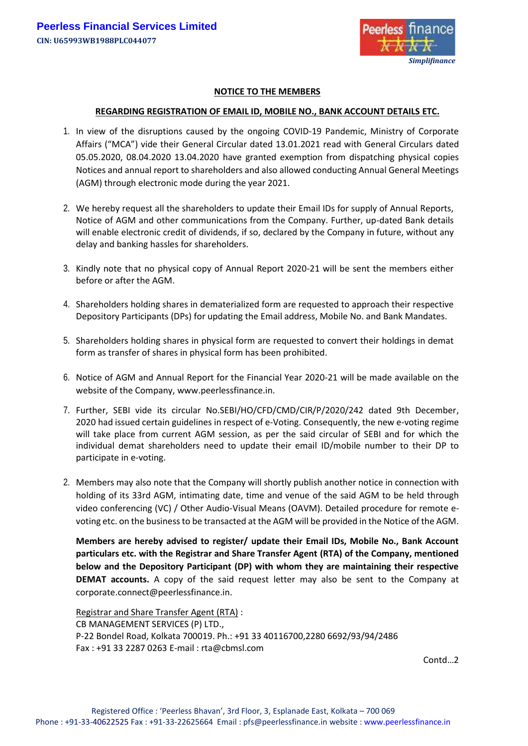**Peerless Financial Services Limited**
**CIN: U65993WB1988PLC044077**

Peerless finance
*Simplifinance*

## NOTICE TO THE MEMBERS

### REGARDING REGISTRATION OF EMAIL ID, MOBILE NO., BANK ACCOUNT DETAILS ETC.

1. In view of the disruptions caused by the ongoing COVID-19 Pandemic, Ministry of Corporate Affairs ("MCA") vide their General Circular dated 13.01.2021 read with General Circulars dated 05.05.2020, 08.04.2020 13.04.2020 have granted exemption from dispatching physical copies Notices and annual report to shareholders and also allowed conducting Annual General Meetings (AGM) through electronic mode during the year 2021.

2. We hereby request all the shareholders to update their Email IDs for supply of Annual Reports, Notice of AGM and other communications from the Company. Further, up-dated Bank details will enable electronic credit of dividends, if so, declared by the Company in future, without any delay and banking hassles for shareholders.

3. Kindly note that no physical copy of Annual Report 2020-21 will be sent the members either before or after the AGM.

4. Shareholders holding shares in dematerialized form are requested to approach their respective Depository Participants (DPs) for updating the Email address, Mobile No. and Bank Mandates.

5. Shareholders holding shares in physical form are requested to convert their holdings in demat form as transfer of shares in physical form has been prohibited.

6. Notice of AGM and Annual Report for the Financial Year 2020-21 will be made available on the website of the Company, www.peerlessfinance.in.

7. Further, SEBI vide its circular No.SEBI/HO/CFD/CMD/CIR/P/2020/242 dated 9th December, 2020 had issued certain guidelines in respect of e-Voting. Consequently, the new e-voting regime will take place from current AGM session, as per the said circular of SEBI and for which the individual demat shareholders need to update their email ID/mobile number to their DP to participate in e-voting.

2. Members may also note that the Company will shortly publish another notice in connection with holding of its 33rd AGM, intimating date, time and venue of the said AGM to be held through video conferencing (VC) / Other Audio-Visual Means (OAVM). Detailed procedure for remote e-voting etc. on the business to be transacted at the AGM will be provided in the Notice of the AGM.

**Members are hereby advised to register/ update their Email IDs, Mobile No., Bank Account particulars etc. with the Registrar and Share Transfer Agent (RTA) of the Company, mentioned below and the Depository Participant (DP) with whom they are maintaining their respective DEMAT accounts.** A copy of the said request letter may also be sent to the Company at corporate.connect@peerlessfinance.in.

Registrar and Share Transfer Agent (RTA) :
CB MANAGEMENT SERVICES (P) LTD.,
P-22 Bondel Road, Kolkata 700019. Ph.: +91 33 40116700,2280 6692/93/94/2486
Fax : +91 33 2287 0263 E-mail : rta@cbmsl.com

Contd…2

Registered Office : 'Peerless Bhavan', 3rd Floor, 3, Esplanade East, Kolkata – 700 069
Phone : +91-33-40622525 Fax : +91-33-22625664 Email : pfs@peerlessfinance.in website : www.peerlessfinance.in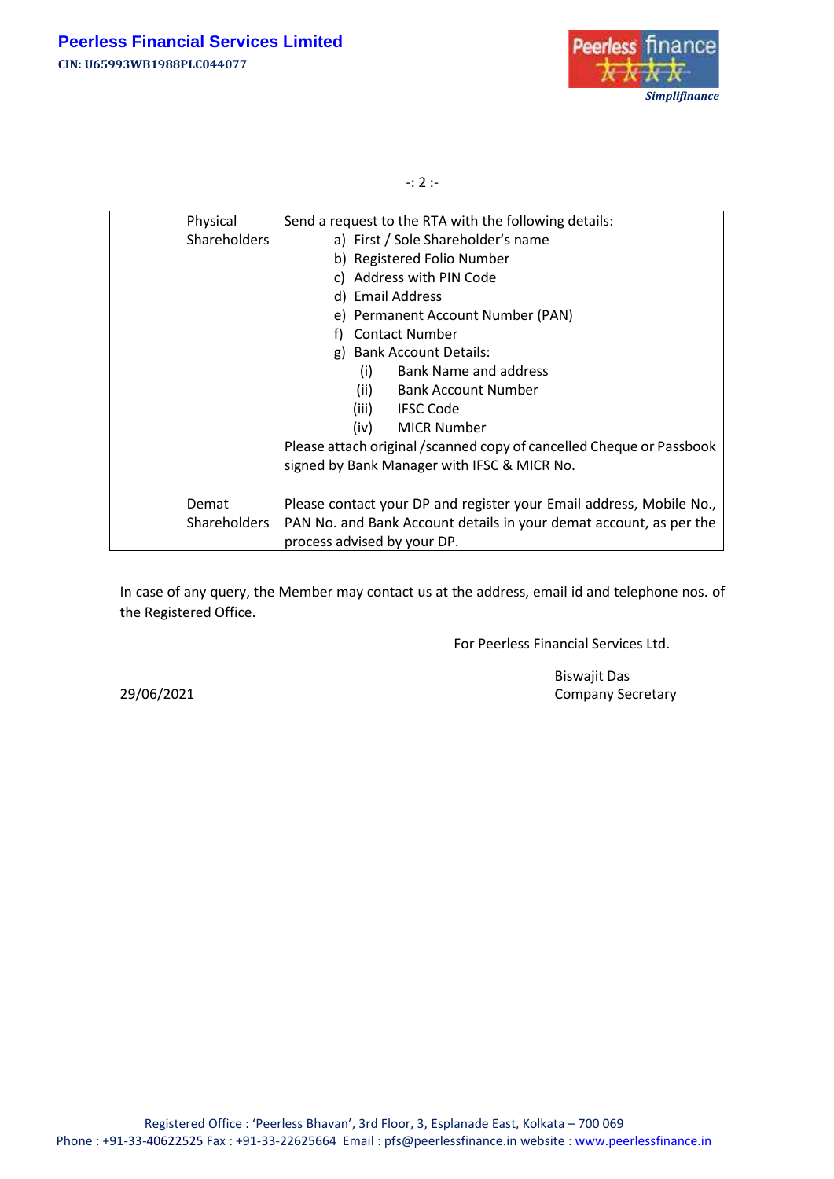| | |
|---|---|
| Physical Shareholders | Send a request to the RTA with the following details:<br>a) First / Sole Shareholder's name<br>b) Registered Folio Number<br>c) Address with PIN Code<br>d) Email Address<br>e) Permanent Account Number (PAN)<br>f) Contact Number<br>g) Bank Account Details:<br>(i) Bank Name and address<br>(ii) Bank Account Number<br>(iii) IFSC Code<br>(iv) MICR Number<br>Please attach original /scanned copy of cancelled Cheque or Passbook signed by Bank Manager with IFSC & MICR No. |
| Demat Shareholders | Please contact your DP and register your Email address, Mobile No., PAN No. and Bank Account details in your demat account, as per the process advised by your DP. |

In case of any query, the Member may contact us at the address, email id and telephone nos. of the Registered Office.

For Peerless Financial Services Ltd.

Biswajit Das
Company Secretary

29/06/2021